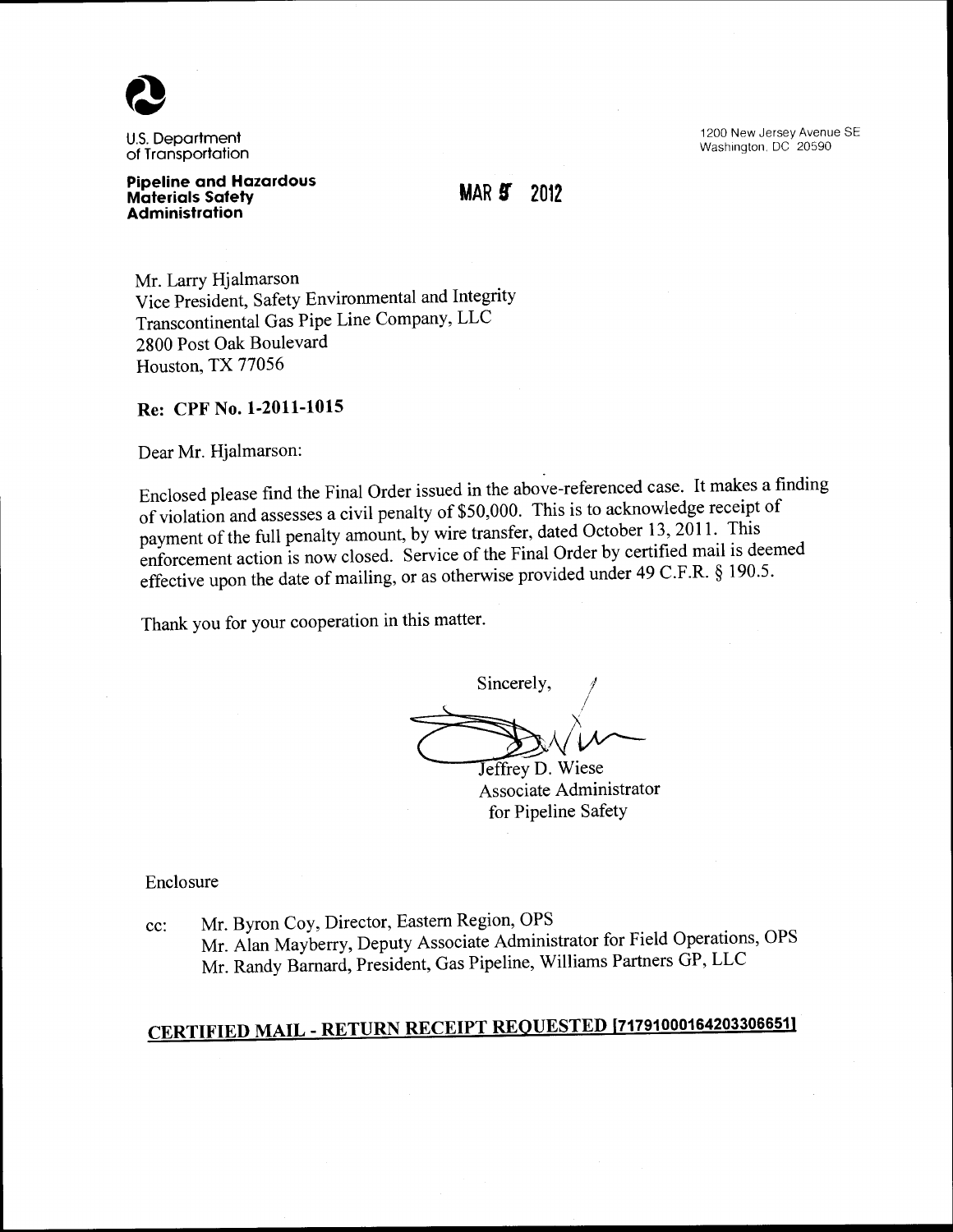U.S. Department of Transportation

**Pipeline and Hazardous Materials Safety Administration**

1200 New Jersey Avenue SE
Washington, DC 20590

MAR 5 2012

Mr. Larry Hjalmarson
Vice President, Safety Environmental and Integrity
Transcontinental Gas Pipe Line Company, LLC
2800 Post Oak Boulevard
Houston, TX 77056

**Re: CPF No. 1-2011-1015**

Dear Mr. Hjalmarson:

Enclosed please find the Final Order issued in the above-referenced case. It makes a finding of violation and assesses a civil penalty of $50,000. This is to acknowledge receipt of payment of the full penalty amount, by wire transfer, dated October 13, 2011. This enforcement action is now closed. Service of the Final Order by certified mail is deemed effective upon the date of mailing, or as otherwise provided under 49 C.F.R. § 190.5.

Thank you for your cooperation in this matter.

Sincerely,

Jeffrey D. Wiese
Associate Administrator
for Pipeline Safety

Enclosure

cc: Mr. Byron Coy, Director, Eastern Region, OPS
Mr. Alan Mayberry, Deputy Associate Administrator for Field Operations, OPS
Mr. Randy Barnard, President, Gas Pipeline, Williams Partners GP, LLC

**CERTIFIED MAIL - RETURN RECEIPT REQUESTED [71791000164203306651]**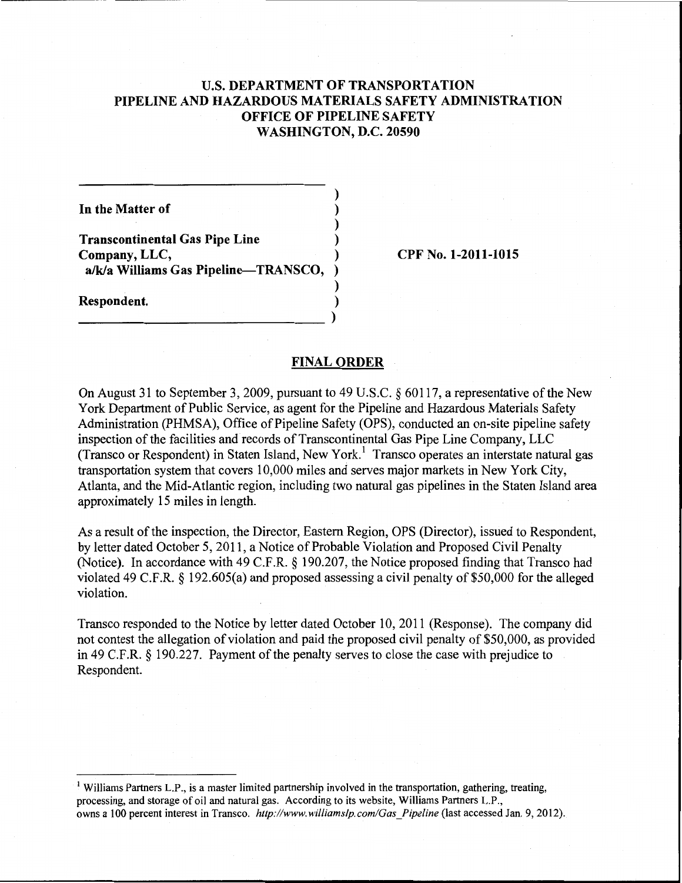**U.S. DEPARTMENT OF TRANSPORTATION**
**PIPELINE AND HAZARDOUS MATERIALS SAFETY ADMINISTRATION**
**OFFICE OF PIPELINE SAFETY**
**WASHINGTON, D.C. 20590**

**In the Matter of**

**Transcontinental Gas Pipe Line Company, LLC,**
**a/k/a Williams Gas Pipeline—TRANSCO,**

**Respondent.**

**CPF No. 1-2011-1015**

## FINAL ORDER

On August 31 to September 3, 2009, pursuant to 49 U.S.C. § 60117, a representative of the New York Department of Public Service, as agent for the Pipeline and Hazardous Materials Safety Administration (PHMSA), Office of Pipeline Safety (OPS), conducted an on-site pipeline safety inspection of the facilities and records of Transcontinental Gas Pipe Line Company, LLC (Transco or Respondent) in Staten Island, New York.[1] Transco operates an interstate natural gas transportation system that covers 10,000 miles and serves major markets in New York City, Atlanta, and the Mid-Atlantic region, including two natural gas pipelines in the Staten Island area approximately 15 miles in length.

As a result of the inspection, the Director, Eastern Region, OPS (Director), issued to Respondent, by letter dated October 5, 2011, a Notice of Probable Violation and Proposed Civil Penalty (Notice). In accordance with 49 C.F.R. § 190.207, the Notice proposed finding that Transco had violated 49 C.F.R. § 192.605(a) and proposed assessing a civil penalty of $50,000 for the alleged violation.

Transco responded to the Notice by letter dated October 10, 2011 (Response). The company did not contest the allegation of violation and paid the proposed civil penalty of $50,000, as provided in 49 C.F.R. § 190.227. Payment of the penalty serves to close the case with prejudice to Respondent.

---

[1] Williams Partners L.P., is a master limited partnership involved in the transportation, gathering, treating, processing, and storage of oil and natural gas. According to its website, Williams Partners L.P., owns a 100 percent interest in Transco. *http://www.williamslp.com/Gas_Pipeline* (last accessed Jan. 9, 2012).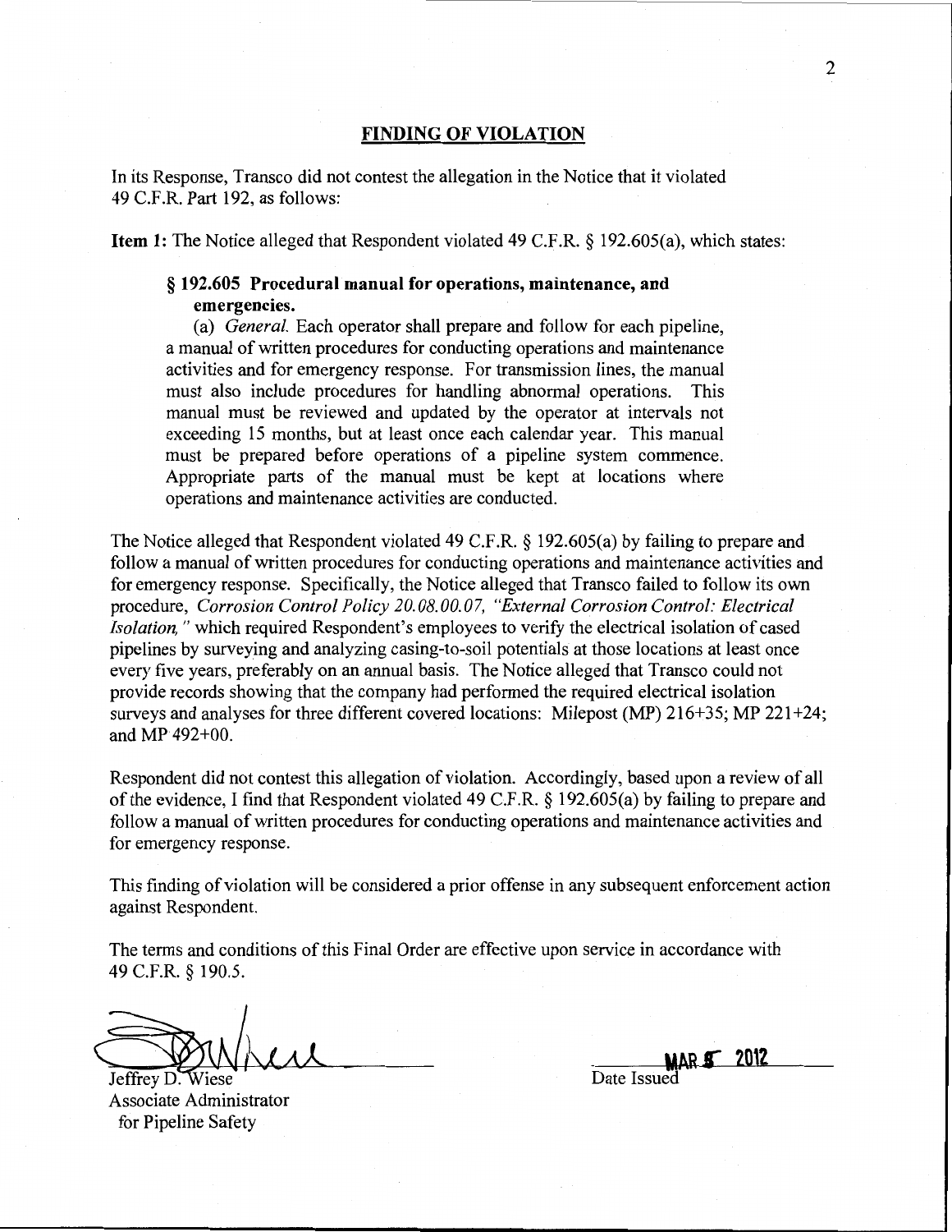## FINDING OF VIOLATION

In its Response, Transco did not contest the allegation in the Notice that it violated 49 C.F.R. Part 192, as follows:

**Item 1:** The Notice alleged that Respondent violated 49 C.F.R. § 192.605(a), which states:

> **§ 192.605 Procedural manual for operations, maintenance, and emergencies.**
>
> (a) *General.* Each operator shall prepare and follow for each pipeline, a manual of written procedures for conducting operations and maintenance activities and for emergency response. For transmission lines, the manual must also include procedures for handling abnormal operations. This manual must be reviewed and updated by the operator at intervals not exceeding 15 months, but at least once each calendar year. This manual must be prepared before operations of a pipeline system commence. Appropriate parts of the manual must be kept at locations where operations and maintenance activities are conducted.

The Notice alleged that Respondent violated 49 C.F.R. § 192.605(a) by failing to prepare and follow a manual of written procedures for conducting operations and maintenance activities and for emergency response. Specifically, the Notice alleged that Transco failed to follow its own procedure, *Corrosion Control Policy 20.08.00.07, "External Corrosion Control: Electrical Isolation,"* which required Respondent's employees to verify the electrical isolation of cased pipelines by surveying and analyzing casing-to-soil potentials at those locations at least once every five years, preferably on an annual basis. The Notice alleged that Transco could not provide records showing that the company had performed the required electrical isolation surveys and analyses for three different covered locations: Milepost (MP) 216+35; MP 221+24; and MP 492+00.

Respondent did not contest this allegation of violation. Accordingly, based upon a review of all of the evidence, I find that Respondent violated 49 C.F.R. § 192.605(a) by failing to prepare and follow a manual of written procedures for conducting operations and maintenance activities and for emergency response.

This finding of violation will be considered a prior offense in any subsequent enforcement action against Respondent.

The terms and conditions of this Final Order are effective upon service in accordance with 49 C.F.R. § 190.5.

Jeffrey D. Wiese
Associate Administrator
for Pipeline Safety

MAR 5 2012
Date Issued